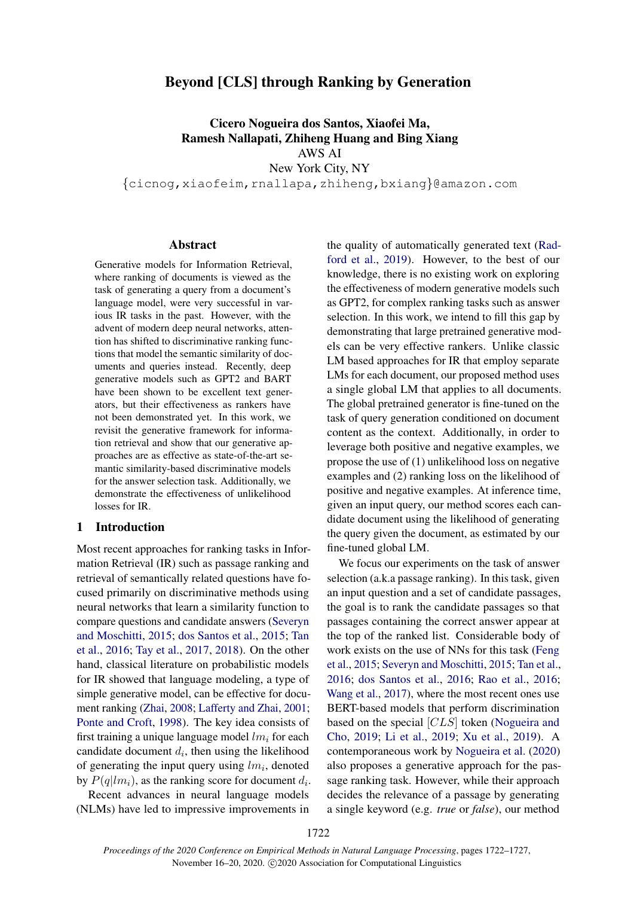# Beyond [CLS] through Ranking by Generation

**Cicero Nogueira dos Santos, Xiaofei Ma, Ramesh Nallapati, Zhiheng Huang and Bing Xiang**

AWS AI

New York City, NY

{cicnog,xiaofeim,rnallapa,zhiheng,bxiang}@amazon.com

## Abstract

Generative models for Information Retrieval, where ranking of documents is viewed as the task of generating a query from a document's language model, were very successful in various IR tasks in the past. However, with the advent of modern deep neural networks, attention has shifted to discriminative ranking functions that model the semantic similarity of documents and queries instead. Recently, deep generative models such as GPT2 and BART have been shown to be excellent text generators, but their effectiveness as rankers have not been demonstrated yet. In this work, we revisit the generative framework for information retrieval and show that our generative approaches are as effective as state-of-the-art semantic similarity-based discriminative models for the answer selection task. Additionally, we demonstrate the effectiveness of unlikelihood losses for IR.

## 1 Introduction

Most recent approaches for ranking tasks in Information Retrieval (IR) such as passage ranking and retrieval of semantically related questions have focused primarily on discriminative methods using neural networks that learn a similarity function to compare questions and candidate answers (Severyn and Moschitti, 2015; dos Santos et al., 2015; Tan et al., 2016; Tay et al., 2017, 2018). On the other hand, classical literature on probabilistic models for IR showed that language modeling, a type of simple generative model, can be effective for document ranking (Zhai, 2008; Lafferty and Zhai, 2001; Ponte and Croft, 1998). The key idea consists of first training a unique language model $lm_i$ for each candidate document $d_i$, then using the likelihood of generating the input query using $lm_i$, denoted by $P(q|lm_i)$, as the ranking score for document $d_i$.

Recent advances in neural language models (NLMs) have led to impressive improvements in the quality of automatically generated text (Radford et al., 2019). However, to the best of our knowledge, there is no existing work on exploring the effectiveness of modern generative models such as GPT2, for complex ranking tasks such as answer selection. In this work, we intend to fill this gap by demonstrating that large pretrained generative models can be very effective rankers. Unlike classic LM based approaches for IR that employ separate LMs for each document, our proposed method uses a single global LM that applies to all documents. The global pretrained generator is fine-tuned on the task of query generation conditioned on document content as the context. Additionally, in order to leverage both positive and negative examples, we propose the use of (1) unlikelihood loss on negative examples and (2) ranking loss on the likelihood of positive and negative examples. At inference time, given an input query, our method scores each candidate document using the likelihood of generating the query given the document, as estimated by our fine-tuned global LM.

We focus our experiments on the task of answer selection (a.k.a passage ranking). In this task, given an input question and a set of candidate passages, the goal is to rank the candidate passages so that passages containing the correct answer appear at the top of the ranked list. Considerable body of work exists on the use of NNs for this task (Feng et al., 2015; Severyn and Moschitti, 2015; Tan et al., 2016; dos Santos et al., 2016; Rao et al., 2016; Wang et al., 2017), where the most recent ones use BERT-based models that perform discrimination based on the special $[CLS]$ token (Nogueira and Cho, 2019; Li et al., 2019; Xu et al., 2019). A contemporaneous work by Nogueira et al. (2020) also proposes a generative approach for the passage ranking task. However, while their approach decides the relevance of a passage by generating a single keyword (e.g. *true* or *false*), our method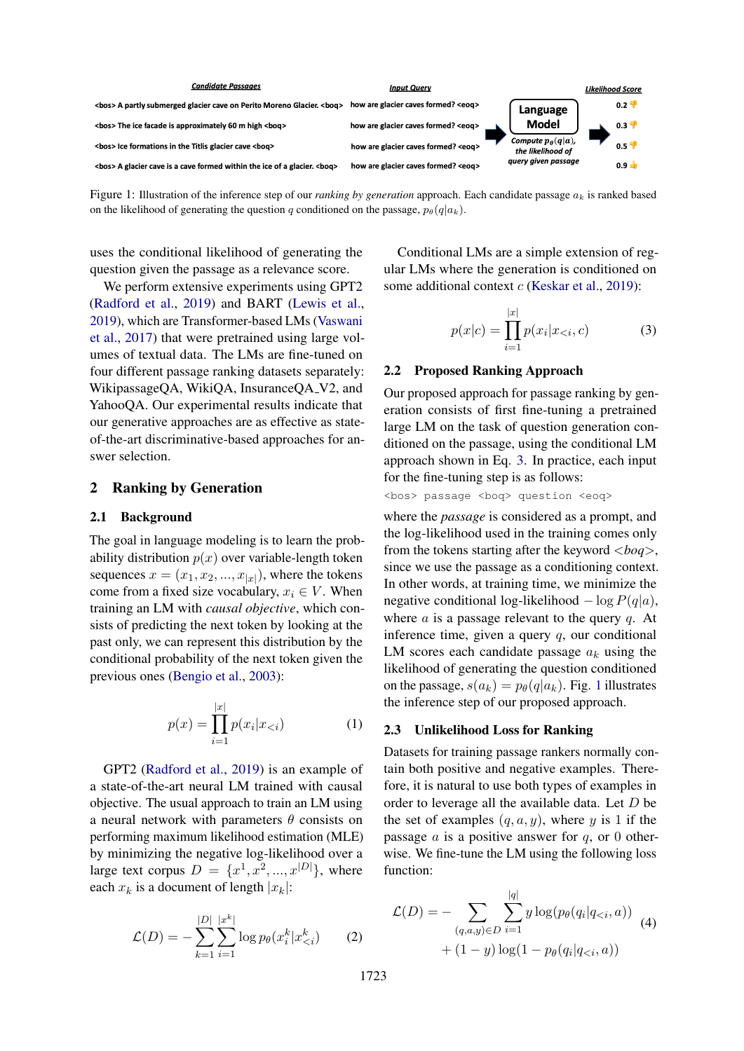| Candidate Passages | Input Query | | Likelihood Score |
| --- | --- | --- | --- |
| <bos> A partly submerged glacier cave on Perito Moreno Glacier. <boq> | how are glacier caves formed? <eoq> | Language Model | 0.2 |
| <bos> The ice facade is approximately 60 m high <boq> | how are glacier caves formed? <eoq> | Compute $p_\theta(q\|a)$, the likelihood of query given passage | 0.3 |
| <bos> Ice formations in the Titlis glacier cave <boq> | how are glacier caves formed? <eoq> | | 0.5 |
| <bos> A glacier cave is a cave formed within the ice of a glacier. <boq> | how are glacier caves formed? <eoq> | | 0.9 |

Figure 1: Illustration of the inference step of our *ranking by generation* approach. Each candidate passage $a_k$ is ranked based on the likelihood of generating the question $q$ conditioned on the passage, $p_\theta(q|a_k)$.

uses the conditional likelihood of generating the question given the passage as a relevance score.

We perform extensive experiments using GPT2 (Radford et al., 2019) and BART (Lewis et al., 2019), which are Transformer-based LMs (Vaswani et al., 2017) that were pretrained using large volumes of textual data. The LMs are fine-tuned on four different passage ranking datasets separately: WikipassageQA, WikiQA, InsuranceQA_V2, and YahooQA. Our experimental results indicate that our generative approaches are as effective as state-of-the-art discriminative-based approaches for answer selection.

## 2 Ranking by Generation

### 2.1 Background

The goal in language modeling is to learn the probability distribution $p(x)$ over variable-length token sequences $x = (x_1, x_2, ..., x_{|x|})$, where the tokens come from a fixed size vocabulary, $x_i \in V$. When training an LM with *causal objective*, which consists of predicting the next token by looking at the past only, we can represent this distribution by the conditional probability of the next token given the previous ones (Bengio et al., 2003):

$$p(x) = \prod_{i=1}^{|x|} p(x_i|x_{<i}) \tag{1}$$

GPT2 (Radford et al., 2019) is an example of a state-of-the-art neural LM trained with causal objective. The usual approach to train an LM using a neural network with parameters $\theta$ consists on performing maximum likelihood estimation (MLE) by minimizing the negative log-likelihood over a large text corpus $D = \{x^1, x^2, ..., x^{|D|}\}$, where each $x_k$ is a document of length $|x_k|$:

$$\mathcal{L}(D) = -\sum_{k=1}^{|D|} \sum_{i=1}^{|x^k|} \log p_\theta(x_i^k|x_{<i}^k) \tag{2}$$

Conditional LMs are a simple extension of regular LMs where the generation is conditioned on some additional context $c$ (Keskar et al., 2019):

$$p(x|c) = \prod_{i=1}^{|x|} p(x_i|x_{<i}, c) \tag{3}$$

### 2.2 Proposed Ranking Approach

Our proposed approach for passage ranking by generation consists of first fine-tuning a pretrained large LM on the task of question generation conditioned on the passage, using the conditional LM approach shown in Eq. 3. In practice, each input for the fine-tuning step is as follows:

```
<bos> passage <boq> question <eoq>
```

where the *passage* is considered as a prompt, and the log-likelihood used in the training comes only from the tokens starting after the keyword *<boq>*, since we use the passage as a conditioning context. In other words, at training time, we minimize the negative conditional log-likelihood $-\log P(q|a)$, where $a$ is a passage relevant to the query $q$. At inference time, given a query $q$, our conditional LM scores each candidate passage $a_k$ using the likelihood of generating the question conditioned on the passage, $s(a_k) = p_\theta(q|a_k)$. Fig. 1 illustrates the inference step of our proposed approach.

### 2.3 Unlikelihood Loss for Ranking

Datasets for training passage rankers normally contain both positive and negative examples. Therefore, it is natural to use both types of examples in order to leverage all the available data. Let $D$ be the set of examples $(q, a, y)$, where $y$ is 1 if the passage $a$ is a positive answer for $q$, or 0 otherwise. We fine-tune the LM using the following loss function:

$$\mathcal{L}(D) = -\sum_{(q,a,y)\in D} \sum_{i=1}^{|q|} y \log(p_\theta(q_i|q_{<i}, a)) + (1-y)\log(1 - p_\theta(q_i|q_{<i}, a)) \tag{4}$$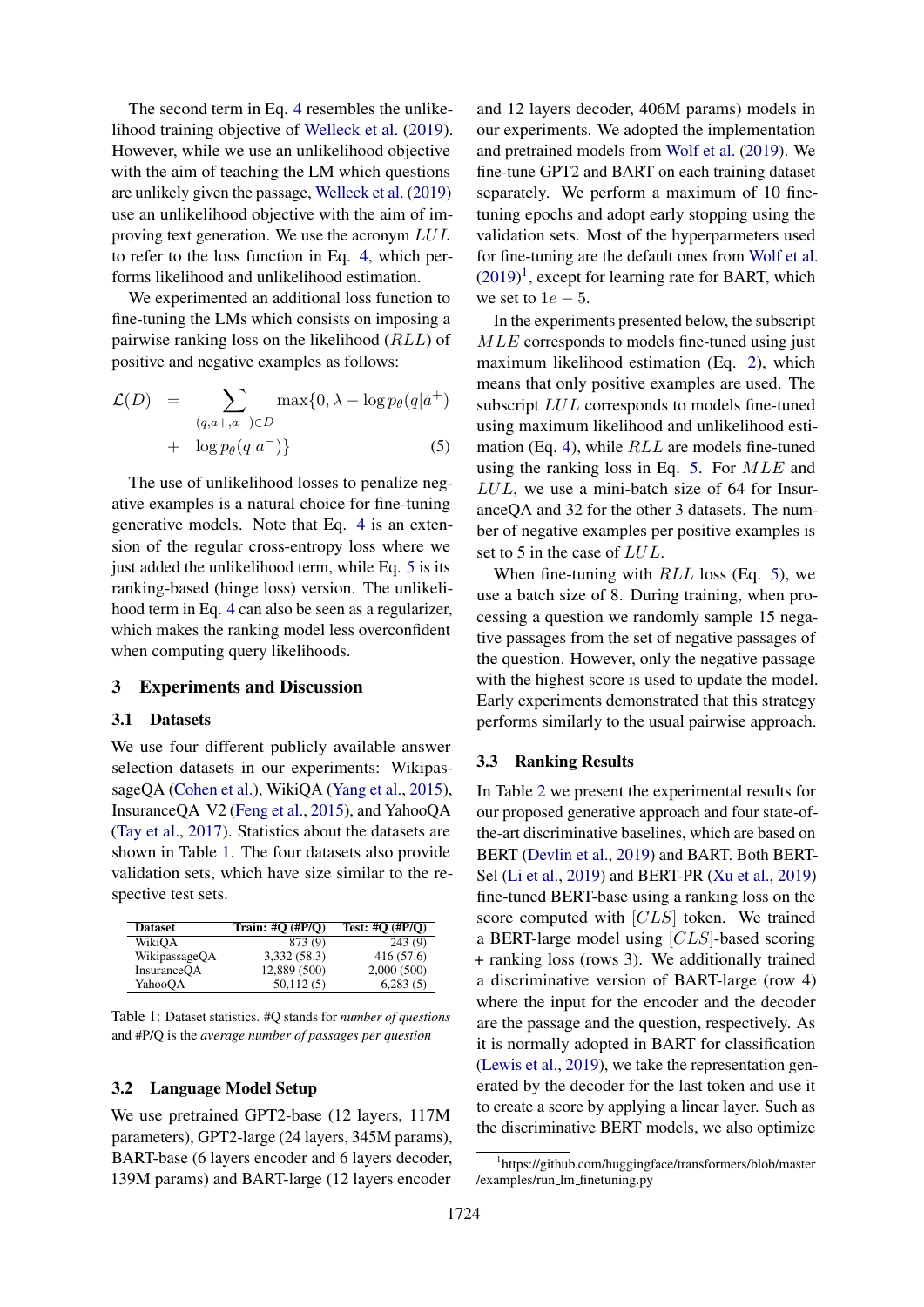The second term in Eq. 4 resembles the unlikelihood training objective of Welleck et al. (2019). However, while we use an unlikelihood objective with the aim of teaching the LM which questions are unlikely given the passage, Welleck et al. (2019) use an unlikelihood objective with the aim of improving text generation. We use the acronym $LUL$ to refer to the loss function in Eq. 4, which performs likelihood and unlikelihood estimation.

We experimented an additional loss function to fine-tuning the LMs which consists on imposing a pairwise ranking loss on the likelihood ($RLL$) of positive and negative examples as follows:

$$\mathcal{L}(D) = \sum_{(q,a+,a-)\in D} \max\{0, \lambda - \log p_\theta(q|a^+) + \log p_\theta(q|a^-)\} \quad (5)$$

The use of unlikelihood losses to penalize negative examples is a natural choice for fine-tuning generative models. Note that Eq. 4 is an extension of the regular cross-entropy loss where we just added the unlikelihood term, while Eq. 5 is its ranking-based (hinge loss) version. The unlikelihood term in Eq. 4 can also be seen as a regularizer, which makes the ranking model less overconfident when computing query likelihoods.

## 3 Experiments and Discussion

### 3.1 Datasets

We use four different publicly available answer selection datasets in our experiments: WikipassageQA (Cohen et al.), WikiQA (Yang et al., 2015), InsuranceQA_V2 (Feng et al., 2015), and YahooQA (Tay et al., 2017). Statistics about the datasets are shown in Table 1. The four datasets also provide validation sets, which have size similar to the respective test sets.

| Dataset | Train: #Q (#P/Q) | Test: #Q (#P/Q) |
|---|---|---|
| WikiQA | 873 (9) | 243 (9) |
| WikipassageQA | 3,332 (58.3) | 416 (57.6) |
| InsuranceQA | 12,889 (500) | 2,000 (500) |
| YahooQA | 50,112 (5) | 6,283 (5) |

Table 1: Dataset statistics. #Q stands for *number of questions* and #P/Q is the *average number of passages per question*

### 3.2 Language Model Setup

We use pretrained GPT2-base (12 layers, 117M parameters), GPT2-large (24 layers, 345M params), BART-base (6 layers encoder and 6 layers decoder, 139M params) and BART-large (12 layers encoder and 12 layers decoder, 406M params) models in our experiments. We adopted the implementation and pretrained models from Wolf et al. (2019). We fine-tune GPT2 and BART on each training dataset separately. We perform a maximum of 10 fine-tuning epochs and adopt early stopping using the validation sets. Most of the hyperparmeters used for fine-tuning are the default ones from Wolf et al. (2019)[1], except for learning rate for BART, which we set to $1e-5$.

In the experiments presented below, the subscript $MLE$ corresponds to models fine-tuned using just maximum likelihood estimation (Eq. 2), which means that only positive examples are used. The subscript $LUL$ corresponds to models fine-tuned using maximum likelihood and unlikelihood estimation (Eq. 4), while $RLL$ are models fine-tuned using the ranking loss in Eq. 5. For $MLE$ and $LUL$, we use a mini-batch size of 64 for InsuranceQA and 32 for the other 3 datasets. The number of negative examples per positive examples is set to 5 in the case of $LUL$.

When fine-tuning with $RLL$ loss (Eq. 5), we use a batch size of 8. During training, when processing a question we randomly sample 15 negative passages from the set of negative passages of the question. However, only the negative passage with the highest score is used to update the model. Early experiments demonstrated that this strategy performs similarly to the usual pairwise approach.

### 3.3 Ranking Results

In Table 2 we present the experimental results for our proposed generative approach and four state-of-the-art discriminative baselines, which are based on BERT (Devlin et al., 2019) and BART. Both BERT-Sel (Li et al., 2019) and BERT-PR (Xu et al., 2019) fine-tuned BERT-base using a ranking loss on the score computed with $[CLS]$ token. We trained a BERT-large model using $[CLS]$-based scoring + ranking loss (rows 3). We additionally trained a discriminative version of BART-large (row 4) where the input for the encoder and the decoder are the passage and the question, respectively. As it is normally adopted in BART for classification (Lewis et al., 2019), we take the representation generated by the decoder for the last token and use it to create a score by applying a linear layer. Such as the discriminative BERT models, we also optimize

[1] https://github.com/huggingface/transformers/blob/master/examples/run_lm_finetuning.py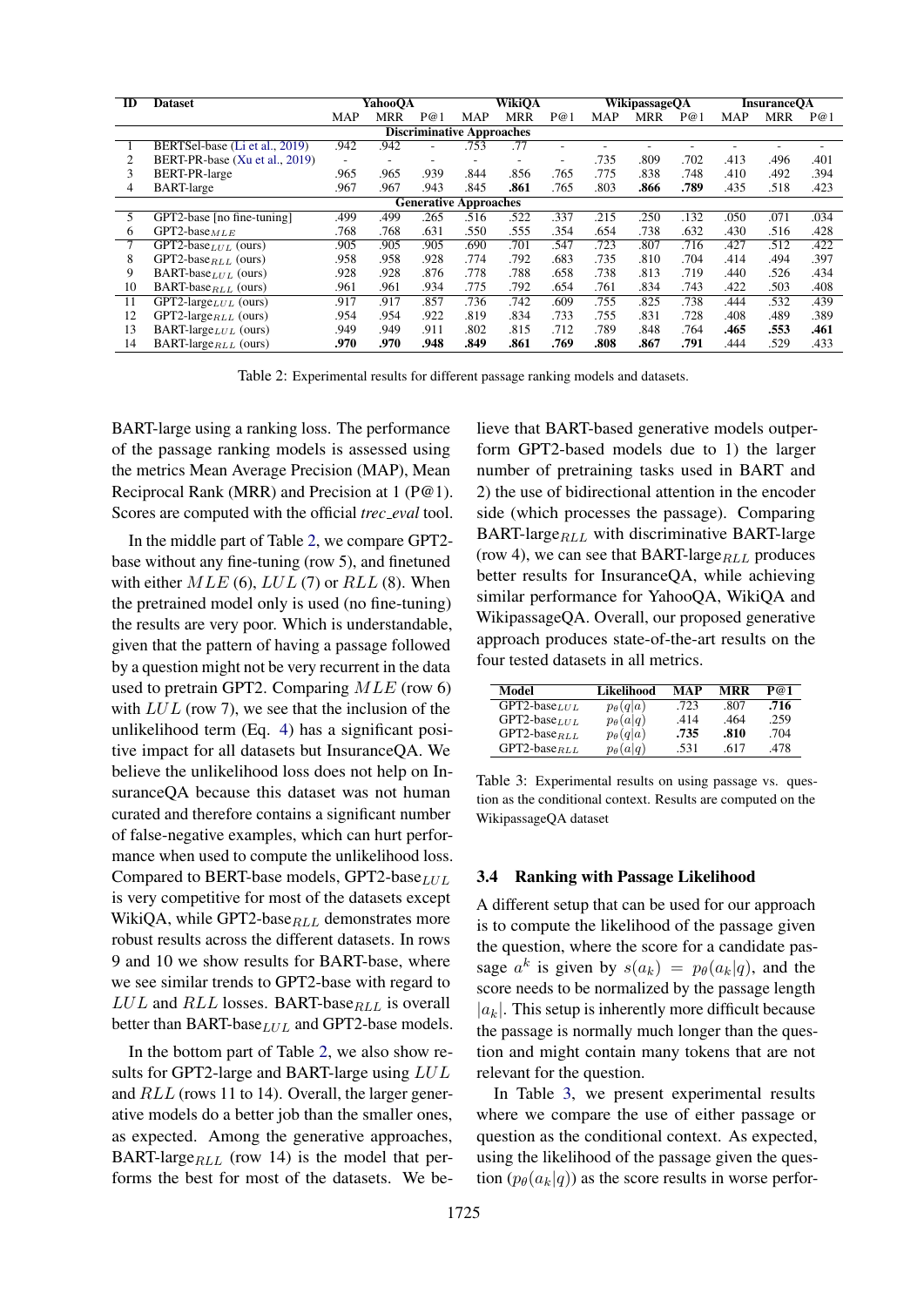| ID | Dataset | YahooQA | | | WikiQA | | | WikipassageQA | | | InsuranceQA | | |
|---|---|---|---|---|---|---|---|---|---|---|---|---|---|
| | | MAP | MRR | P@1 | MAP | MRR | P@1 | MAP | MRR | P@1 | MAP | MRR | P@1 |
| | **Discriminative Approaches** | | | | | | | | | | | | |
| 1 | BERTSel-base (Li et al., 2019) | .942 | .942 | - | .753 | .77 | - | - | - | - | - | - | - |
| 2 | BERT-PR-base (Xu et al., 2019) | - | - | - | - | - | - | .735 | .809 | .702 | .413 | .496 | .401 |
| 3 | BERT-PR-large | .965 | .965 | .939 | .844 | .856 | .765 | .775 | .838 | .748 | .410 | .492 | .394 |
| 4 | BART-large | .967 | .967 | .943 | .845 | **.861** | .765 | .803 | **.866** | **.789** | .435 | .518 | .423 |
| | **Generative Approaches** | | | | | | | | | | | | |
| 5 | GPT2-base [no fine-tuning] | .499 | .499 | .265 | .516 | .522 | .337 | .215 | .250 | .132 | .050 | .071 | .034 |
| 6 | GPT2-base$_{MLE}$ | .768 | .768 | .631 | .550 | .555 | .354 | .654 | .738 | .632 | .430 | .516 | .428 |
| 7 | GPT2-base$_{LUL}$ (ours) | .905 | .905 | .905 | .690 | .701 | .547 | .723 | .807 | .716 | .427 | .512 | .422 |
| 8 | GPT2-base$_{RLL}$ (ours) | .958 | .958 | .928 | .774 | .792 | .683 | .735 | .810 | .704 | .414 | .494 | .397 |
| 9 | BART-base$_{LUL}$ (ours) | .928 | .928 | .876 | .778 | .788 | .658 | .738 | .813 | .719 | .440 | .526 | .434 |
| 10 | BART-base$_{RLL}$ (ours) | .961 | .961 | .934 | .775 | .792 | .654 | .761 | .834 | .743 | .422 | .503 | .408 |
| 11 | GPT2-large$_{LUL}$ (ours) | .917 | .917 | .857 | .736 | .742 | .609 | .755 | .825 | .738 | .444 | .532 | .439 |
| 12 | GPT2-large$_{RLL}$ (ours) | .954 | .954 | .922 | .819 | .834 | .733 | .755 | .831 | .728 | .408 | .489 | .389 |
| 13 | BART-large$_{LUL}$ (ours) | .949 | .949 | .911 | .802 | .815 | .712 | .789 | .848 | .764 | **.465** | **.553** | **.461** |
| 14 | BART-large$_{RLL}$ (ours) | **.970** | **.970** | **.948** | **.849** | **.861** | **.769** | **.808** | **.867** | **.791** | .444 | .529 | .433 |

Table 2: Experimental results for different passage ranking models and datasets.

BART-large using a ranking loss. The performance of the passage ranking models is assessed using the metrics Mean Average Precision (MAP), Mean Reciprocal Rank (MRR) and Precision at 1 (P@1). Scores are computed with the official *trec_eval* tool.

In the middle part of Table 2, we compare GPT2-base without any fine-tuning (row 5), and finetuned with either $MLE$ (6), $LUL$ (7) or $RLL$ (8). When the pretrained model only is used (no fine-tuning) the results are very poor. Which is understandable, given that the pattern of having a passage followed by a question might not be very recurrent in the data used to pretrain GPT2. Comparing $MLE$ (row 6) with $LUL$ (row 7), we see that the inclusion of the unlikelihood term (Eq. 4) has a significant positive impact for all datasets but InsuranceQA. We believe the unlikelihood loss does not help on InsuranceQA because this dataset was not human curated and therefore contains a significant number of false-negative examples, which can hurt performance when used to compute the unlikelihood loss. Compared to BERT-base models, GPT2-base$_{LUL}$ is very competitive for most of the datasets except WikiQA, while GPT2-base$_{RLL}$ demonstrates more robust results across the different datasets. In rows 9 and 10 we show results for BART-base, where we see similar trends to GPT2-base with regard to $LUL$ and $RLL$ losses. BART-base$_{RLL}$ is overall better than BART-base$_{LUL}$ and GPT2-base models.

In the bottom part of Table 2, we also show results for GPT2-large and BART-large using $LUL$ and $RLL$ (rows 11 to 14). Overall, the larger generative models do a better job than the smaller ones, as expected. Among the generative approaches, BART-large$_{RLL}$ (row 14) is the model that performs the best for most of the datasets. We believe that BART-based generative models outperform GPT2-based models due to 1) the larger number of pretraining tasks used in BART and 2) the use of bidirectional attention in the encoder side (which processes the passage). Comparing BART-large$_{RLL}$ with discriminative BART-large (row 4), we can see that BART-large$_{RLL}$ produces better results for InsuranceQA, while achieving similar performance for YahooQA, WikiQA and WikipassageQA. Overall, our proposed generative approach produces state-of-the-art results on the four tested datasets in all metrics.

| Model | Likelihood | MAP | MRR | P@1 |
|---|---|---|---|---|
| GPT2-base$_{LUL}$ | $p_\theta(q\|a)$ | .723 | .807 | **.716** |
| GPT2-base$_{LUL}$ | $p_\theta(a\|q)$ | .414 | .464 | .259 |
| GPT2-base$_{RLL}$ | $p_\theta(q\|a)$ | **.735** | **.810** | .704 |
| GPT2-base$_{RLL}$ | $p_\theta(a\|q)$ | .531 | .617 | .478 |

Table 3: Experimental results on using passage vs. question as the conditional context. Results are computed on the WikipassageQA dataset

### 3.4 Ranking with Passage Likelihood

A different setup that can be used for our approach is to compute the likelihood of the passage given the question, where the score for a candidate passage $a^k$ is given by $s(a_k) = p_\theta(a_k|q)$, and the score needs to be normalized by the passage length $|a_k|$. This setup is inherently more difficult because the passage is normally much longer than the question and might contain many tokens that are not relevant for the question.

In Table 3, we present experimental results where we compare the use of either passage or question as the conditional context. As expected, using the likelihood of the passage given the question ($p_\theta(a_k|q)$) as the score results in worse perfor-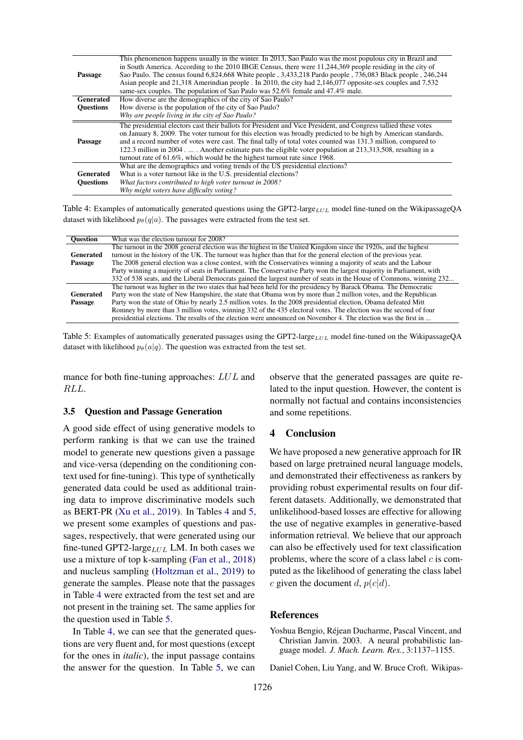| | |
|---|---|
| **Passage** | This phenomenon happens usually in the winter. In 2013, Sao Paulo was the most populous city in Brazil and in South America. According to the 2010 IBGE Census, there were 11,244,369 people residing in the city of Sao Paulo. The census found 6,824,668 White people , 3,433,218 Pardo people , 736,083 Black people , 246,244 Asian people and 21,318 Amerindian people . In 2010, the city had 2,146,077 opposite-sex couples and 7,532 same-sex couples. The population of Sao Paulo was 52.6% female and 47.4% male. |
| **Generated Questions** | How diverse are the demographics of the city of Sao Paulo?<br>How diverse is the population of the city of Sao Paulo?<br>*Why are people living in the city of Sao Paulo?* |
| **Passage** | The presidential electors cast their ballots for President and Vice President, and Congress tallied these votes on January 8, 2009. The voter turnout for this election was broadly predicted to be high by American standards, and a record number of votes were cast. The final tally of total votes counted was 131.3 million, compared to 122.3 million in 2004 . ... . Another estimate puts the eligible voter population at 213,313,508, resulting in a turnout rate of 61.6%, which would be the highest turnout rate since 1968. |
| **Generated Questions** | What are the demographics and voting trends of the US presidential elections?<br>What is a voter turnout like in the U.S. presidential elections?<br>*What factors contributed to high voter turnout in 2008?*<br>*Why might voters have difficulty voting?* |

Table 4: Examples of automatically generated questions using the GPT2-large$_{LUL}$ model fine-tuned on the WikipassageQA dataset with likelihood $p_\theta(q|a)$. The passages were extracted from the test set.

| **Question** | What was the election turnout for 2008? |
|---|---|
| **Generated Passage** | The turnout in the 2008 general election was the highest in the United Kingdom since the 1920s, and the highest turnout in the history of the UK. The turnout was higher than that for the general election of the previous year. The 2008 general election was a close contest, with the Conservatives winning a majority of seats and the Labour Party winning a majority of seats in Parliament. The Conservative Party won the largest majority in Parliament, with 332 of 538 seats, and the Liberal Democrats gained the largest number of seats in the House of Commons, winning 232... |
| **Generated Passage** | The turnout was higher in the two states that had been held for the presidency by Barack Obama. The Democratic Party won the state of New Hampshire, the state that Obama won by more than 2 million votes, and the Republican Party won the state of Ohio by nearly 2.5 million votes. In the 2008 presidential election, Obama defeated Mitt Romney by more than 3 million votes, winning 332 of the 435 electoral votes. The election was the second of four presidential elections. The results of the election were announced on November 4. The election was the first in ... |

Table 5: Examples of automatically generated passages using the GPT2-large$_{LUL}$ model fine-tuned on the WikipassageQA dataset with likelihood $p_\theta(a|q)$. The question was extracted from the test set.

mance for both fine-tuning approaches: $LUL$ and $RLL$.

### 3.5 Question and Passage Generation

A good side effect of using generative models to perform ranking is that we can use the trained model to generate new questions given a passage and vice-versa (depending on the conditioning context used for fine-tuning). This type of synthetically generated data could be used as additional training data to improve discriminative models such as BERT-PR (Xu et al., 2019). In Tables 4 and 5, we present some examples of questions and passages, respectively, that were generated using our fine-tuned GPT2-large$_{LUL}$ LM. In both cases we use a mixture of top k-sampling (Fan et al., 2018) and nucleus sampling (Holtzman et al., 2019) to generate the samples. Please note that the passages in Table 4 were extracted from the test set and are not present in the training set. The same applies for the question used in Table 5.

In Table 4, we can see that the generated questions are very fluent and, for most questions (except for the ones in *italic*), the input passage contains the answer for the question. In Table 5, we can observe that the generated passages are quite related to the input question. However, the content is normally not factual and contains inconsistencies and some repetitions.

## 4 Conclusion

We have proposed a new generative approach for IR based on large pretrained neural language models, and demonstrated their effectiveness as rankers by providing robust experimental results on four different datasets. Additionally, we demonstrated that unlikelihood-based losses are effective for allowing the use of negative examples in generative-based information retrieval. We believe that our approach can also be effectively used for text classification problems, where the score of a class label $c$ is computed as the likelihood of generating the class label $c$ given the document $d$, $p(c|d)$.

## References

Yoshua Bengio, Réjean Ducharme, Pascal Vincent, and Christian Janvin. 2003. A neural probabilistic language model. *J. Mach. Learn. Res.*, 3:1137–1155.

Daniel Cohen, Liu Yang, and W. Bruce Croft. Wikipas-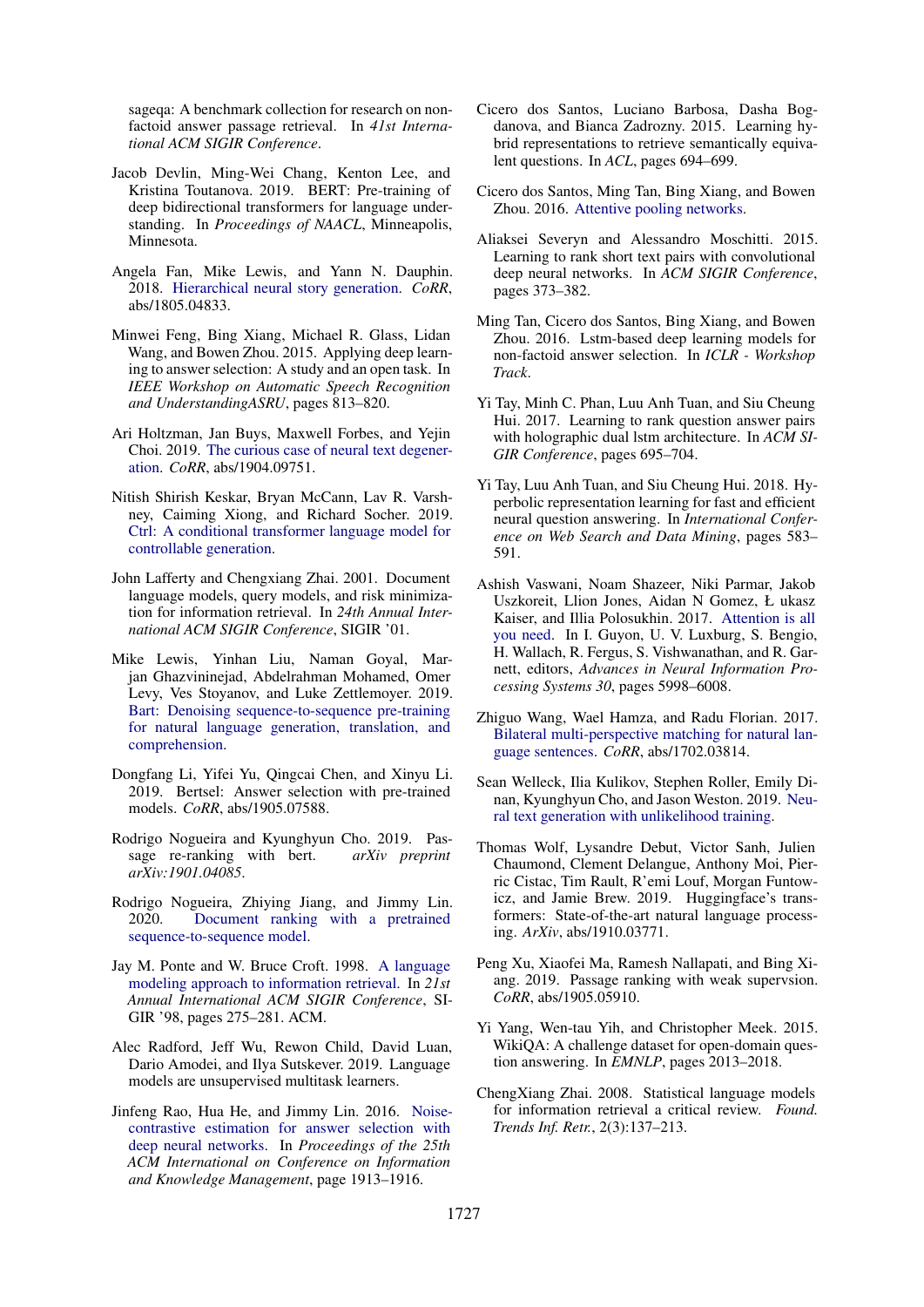sageqa: A benchmark collection for research on non-factoid answer passage retrieval. In *41st International ACM SIGIR Conference*.

Jacob Devlin, Ming-Wei Chang, Kenton Lee, and Kristina Toutanova. 2019. BERT: Pre-training of deep bidirectional transformers for language understanding. In *Proceedings of NAACL*, Minneapolis, Minnesota.

Angela Fan, Mike Lewis, and Yann N. Dauphin. 2018. Hierarchical neural story generation. *CoRR*, abs/1805.04833.

Minwei Feng, Bing Xiang, Michael R. Glass, Lidan Wang, and Bowen Zhou. 2015. Applying deep learning to answer selection: A study and an open task. In *IEEE Workshop on Automatic Speech Recognition and UnderstandingASRU*, pages 813–820.

Ari Holtzman, Jan Buys, Maxwell Forbes, and Yejin Choi. 2019. The curious case of neural text degeneration. *CoRR*, abs/1904.09751.

Nitish Shirish Keskar, Bryan McCann, Lav R. Varshney, Caiming Xiong, and Richard Socher. 2019. Ctrl: A conditional transformer language model for controllable generation.

John Lafferty and Chengxiang Zhai. 2001. Document language models, query models, and risk minimization for information retrieval. In *24th Annual International ACM SIGIR Conference*, SIGIR '01.

Mike Lewis, Yinhan Liu, Naman Goyal, Marjan Ghazvininejad, Abdelrahman Mohamed, Omer Levy, Ves Stoyanov, and Luke Zettlemoyer. 2019. Bart: Denoising sequence-to-sequence pre-training for natural language generation, translation, and comprehension.

Dongfang Li, Yifei Yu, Qingcai Chen, and Xinyu Li. 2019. Bertsel: Answer selection with pre-trained models. *CoRR*, abs/1905.07588.

Rodrigo Nogueira and Kyunghyun Cho. 2019. Passage re-ranking with bert. *arXiv preprint arXiv:1901.04085*.

Rodrigo Nogueira, Zhiying Jiang, and Jimmy Lin. 2020. Document ranking with a pretrained sequence-to-sequence model.

Jay M. Ponte and W. Bruce Croft. 1998. A language modeling approach to information retrieval. In *21st Annual International ACM SIGIR Conference*, SIGIR '98, pages 275–281. ACM.

Alec Radford, Jeff Wu, Rewon Child, David Luan, Dario Amodei, and Ilya Sutskever. 2019. Language models are unsupervised multitask learners.

Jinfeng Rao, Hua He, and Jimmy Lin. 2016. Noise-contrastive estimation for answer selection with deep neural networks. In *Proceedings of the 25th ACM International on Conference on Information and Knowledge Management*, page 1913–1916.

Cicero dos Santos, Luciano Barbosa, Dasha Bogdanova, and Bianca Zadrozny. 2015. Learning hybrid representations to retrieve semantically equivalent questions. In *ACL*, pages 694–699.

Cicero dos Santos, Ming Tan, Bing Xiang, and Bowen Zhou. 2016. Attentive pooling networks.

Aliaksei Severyn and Alessandro Moschitti. 2015. Learning to rank short text pairs with convolutional deep neural networks. In *ACM SIGIR Conference*, pages 373–382.

Ming Tan, Cicero dos Santos, Bing Xiang, and Bowen Zhou. 2016. Lstm-based deep learning models for non-factoid answer selection. In *ICLR - Workshop Track*.

Yi Tay, Minh C. Phan, Luu Anh Tuan, and Siu Cheung Hui. 2017. Learning to rank question answer pairs with holographic dual lstm architecture. In *ACM SIGIR Conference*, pages 695–704.

Yi Tay, Luu Anh Tuan, and Siu Cheung Hui. 2018. Hyperbolic representation learning for fast and efficient neural question answering. In *International Conference on Web Search and Data Mining*, pages 583–591.

Ashish Vaswani, Noam Shazeer, Niki Parmar, Jakob Uszkoreit, Llion Jones, Aidan N Gomez, Ł ukasz Kaiser, and Illia Polosukhin. 2017. Attention is all you need. In I. Guyon, U. V. Luxburg, S. Bengio, H. Wallach, R. Fergus, S. Vishwanathan, and R. Garnett, editors, *Advances in Neural Information Processing Systems 30*, pages 5998–6008.

Zhiguo Wang, Wael Hamza, and Radu Florian. 2017. Bilateral multi-perspective matching for natural language sentences. *CoRR*, abs/1702.03814.

Sean Welleck, Ilia Kulikov, Stephen Roller, Emily Dinan, Kyunghyun Cho, and Jason Weston. 2019. Neural text generation with unlikelihood training.

Thomas Wolf, Lysandre Debut, Victor Sanh, Julien Chaumond, Clement Delangue, Anthony Moi, Pierric Cistac, Tim Rault, R'emi Louf, Morgan Funtowicz, and Jamie Brew. 2019. Huggingface's transformers: State-of-the-art natural language processing. *ArXiv*, abs/1910.03771.

Peng Xu, Xiaofei Ma, Ramesh Nallapati, and Bing Xiang. 2019. Passage ranking with weak supervsion. *CoRR*, abs/1905.05910.

Yi Yang, Wen-tau Yih, and Christopher Meek. 2015. WikiQA: A challenge dataset for open-domain question answering. In *EMNLP*, pages 2013–2018.

ChengXiang Zhai. 2008. Statistical language models for information retrieval a critical review. *Found. Trends Inf. Retr.*, 2(3):137–213.